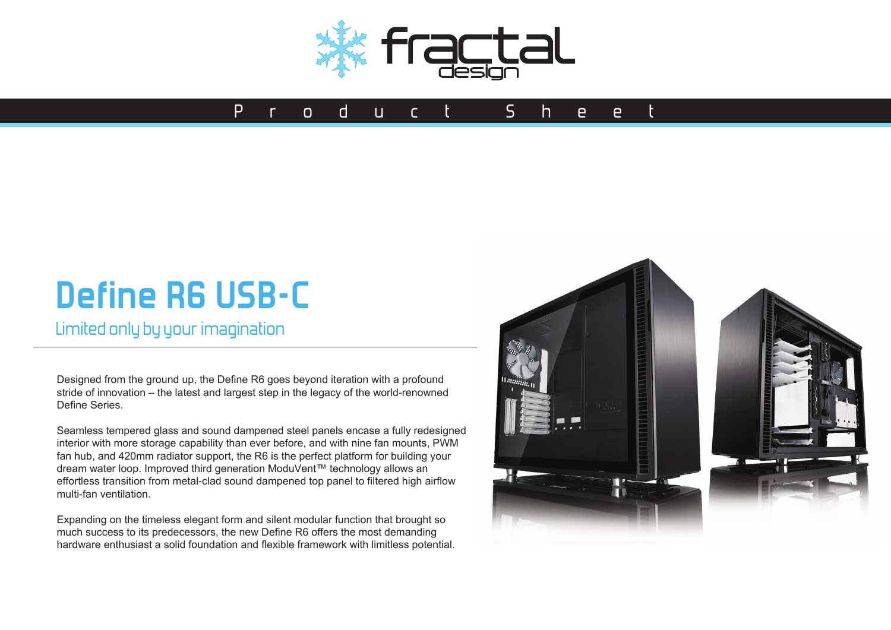Product Sheet

# Define R6 USB-C

## Limited only by your imagination

Designed from the ground up, the Define R6 goes beyond iteration with a profound stride of innovation – the latest and largest step in the legacy of the world-renowned Define Series.

Seamless tempered glass and sound dampened steel panels encase a fully redesigned interior with more storage capability than ever before, and with nine fan mounts, PWM fan hub, and 420mm radiator support, the R6 is the perfect platform for building your dream water loop. Improved third generation ModuVent™ technology allows an effortless transition from metal-clad sound dampened top panel to filtered high airflow multi-fan ventilation.

Expanding on the timeless elegant form and silent modular function that brought so much success to its predecessors, the new Define R6 offers the most demanding hardware enthusiast a solid foundation and flexible framework with limitless potential.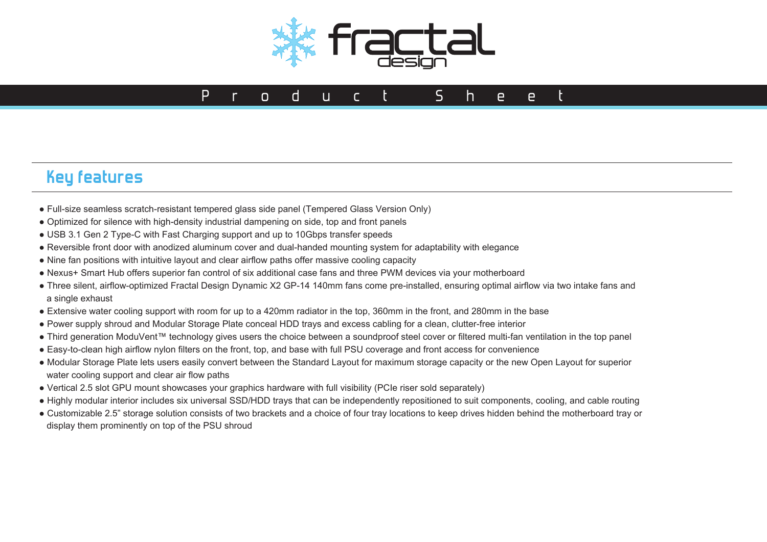## Key features

- Full-size seamless scratch-resistant tempered glass side panel (Tempered Glass Version Only)
- Optimized for silence with high-density industrial dampening on side, top and front panels
- USB 3.1 Gen 2 Type-C with Fast Charging support and up to 10Gbps transfer speeds
- Reversible front door with anodized aluminum cover and dual-handed mounting system for adaptability with elegance
- Nine fan positions with intuitive layout and clear airflow paths offer massive cooling capacity
- Nexus+ Smart Hub offers superior fan control of six additional case fans and three PWM devices via your motherboard
- Three silent, airflow-optimized Fractal Design Dynamic X2 GP-14 140mm fans come pre-installed, ensuring optimal airflow via two intake fans and a single exhaust
- Extensive water cooling support with room for up to a 420mm radiator in the top, 360mm in the front, and 280mm in the base
- Power supply shroud and Modular Storage Plate conceal HDD trays and excess cabling for a clean, clutter-free interior
- Third generation ModuVent™ technology gives users the choice between a soundproof steel cover or filtered multi-fan ventilation in the top panel
- Easy-to-clean high airflow nylon filters on the front, top, and base with full PSU coverage and front access for convenience
- Modular Storage Plate lets users easily convert between the Standard Layout for maximum storage capacity or the new Open Layout for superior water cooling support and clear air flow paths
- Vertical 2.5 slot GPU mount showcases your graphics hardware with full visibility (PCIe riser sold separately)
- Highly modular interior includes six universal SSD/HDD trays that can be independently repositioned to suit components, cooling, and cable routing
- Customizable 2.5" storage solution consists of two brackets and a choice of four tray locations to keep drives hidden behind the motherboard tray or display them prominently on top of the PSU shroud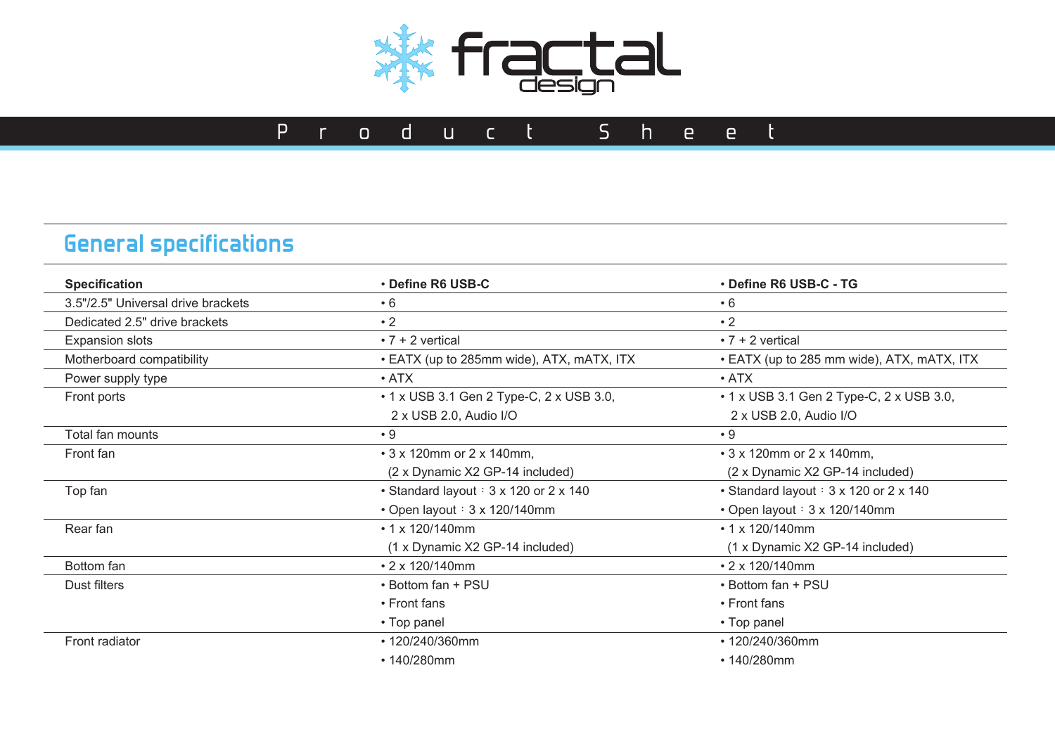## General specifications

| Specification | • Define R6 USB-C | • Define R6 USB-C - TG |
|---|---|---|
| 3.5"/2.5" Universal drive brackets | • 6 | • 6 |
| Dedicated 2.5" drive brackets | • 2 | • 2 |
| Expansion slots | • 7 + 2 vertical | • 7 + 2 vertical |
| Motherboard compatibility | • EATX (up to 285mm wide), ATX, mATX, ITX | • EATX (up to 285 mm wide), ATX, mATX, ITX |
| Power supply type | • ATX | • ATX |
| Front ports | • 1 x USB 3.1 Gen 2 Type-C, 2 x USB 3.0, 2 x USB 2.0, Audio I/O | • 1 x USB 3.1 Gen 2 Type-C, 2 x USB 3.0, 2 x USB 2.0, Audio I/O |
| Total fan mounts | • 9 | • 9 |
| Front fan | • 3 x 120mm or 2 x 140mm, (2 x Dynamic X2 GP-14 included) | • 3 x 120mm or 2 x 140mm, (2 x Dynamic X2 GP-14 included) |
| Top fan | • Standard layout：3 x 120 or 2 x 140<br>• Open layout：3 x 120/140mm | • Standard layout：3 x 120 or 2 x 140<br>• Open layout：3 x 120/140mm |
| Rear fan | • 1 x 120/140mm (1 x Dynamic X2 GP-14 included) | • 1 x 120/140mm (1 x Dynamic X2 GP-14 included) |
| Bottom fan | • 2 x 120/140mm | • 2 x 120/140mm |
| Dust filters | • Bottom fan + PSU<br>• Front fans<br>• Top panel | • Bottom fan + PSU<br>• Front fans<br>• Top panel |
| Front radiator | • 120/240/360mm<br>• 140/280mm | • 120/240/360mm<br>• 140/280mm |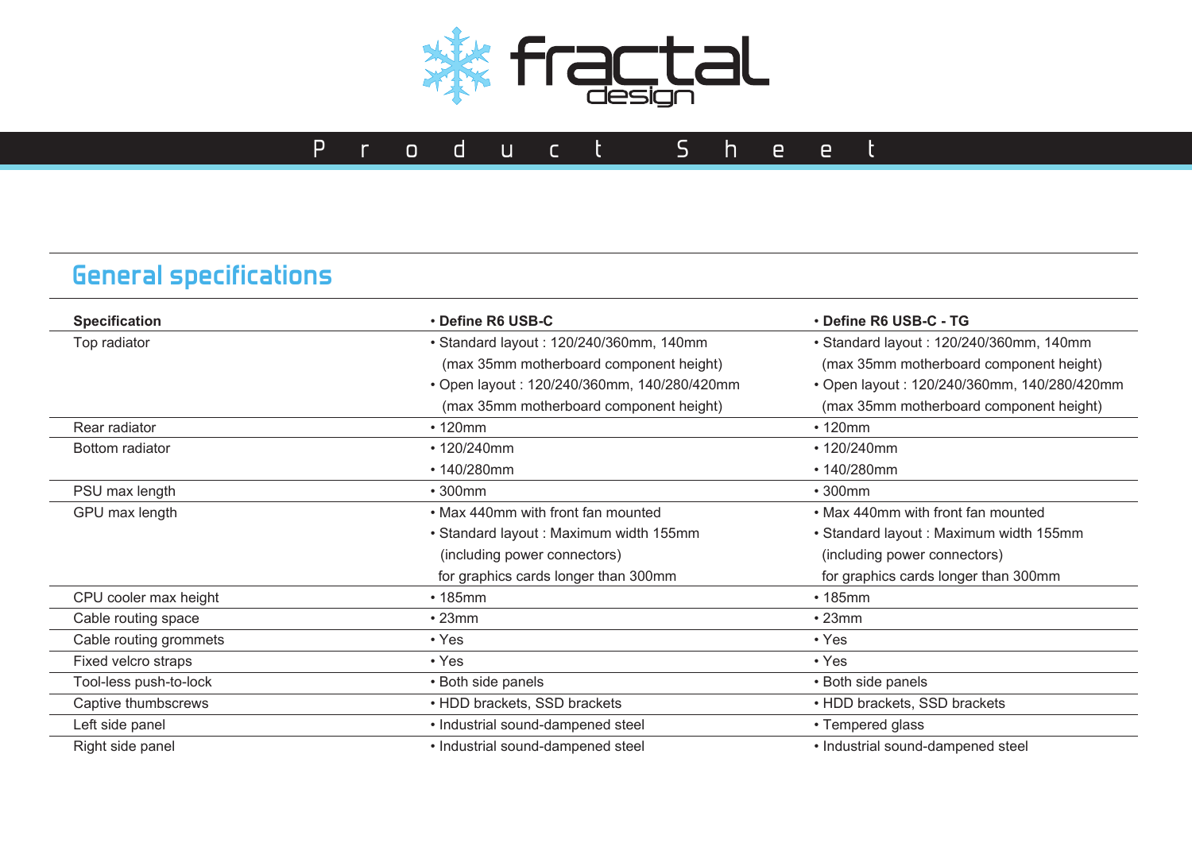fractal design

Product Sheet

## General specifications

| Specification | • Define R6 USB-C | • Define R6 USB-C - TG |
|---|---|---|
| Top radiator | • Standard layout : 120/240/360mm, 140mm (max 35mm motherboard component height) • Open layout : 120/240/360mm, 140/280/420mm (max 35mm motherboard component height) | • Standard layout : 120/240/360mm, 140mm (max 35mm motherboard component height) • Open layout : 120/240/360mm, 140/280/420mm (max 35mm motherboard component height) |
| Rear radiator | • 120mm | • 120mm |
| Bottom radiator | • 120/240mm • 140/280mm | • 120/240mm • 140/280mm |
| PSU max length | • 300mm | • 300mm |
| GPU max length | • Max 440mm with front fan mounted • Standard layout : Maximum width 155mm (including power connectors) for graphics cards longer than 300mm | • Max 440mm with front fan mounted • Standard layout : Maximum width 155mm (including power connectors) for graphics cards longer than 300mm |
| CPU cooler max height | • 185mm | • 185mm |
| Cable routing space | • 23mm | • 23mm |
| Cable routing grommets | • Yes | • Yes |
| Fixed velcro straps | • Yes | • Yes |
| Tool-less push-to-lock | • Both side panels | • Both side panels |
| Captive thumbscrews | • HDD brackets, SSD brackets | • HDD brackets, SSD brackets |
| Left side panel | • Industrial sound-dampened steel | • Tempered glass |
| Right side panel | • Industrial sound-dampened steel | • Industrial sound-dampened steel |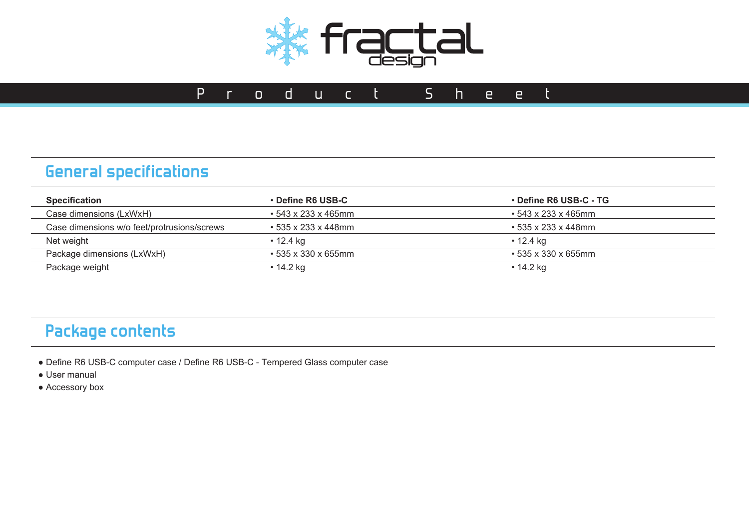# Product Sheet

## General specifications

| Specification | • Define R6 USB-C | • Define R6 USB-C - TG |
|---|---|---|
| Case dimensions (LxWxH) | • 543 x 233 x 465mm | • 543 x 233 x 465mm |
| Case dimensions w/o feet/protrusions/screws | • 535 x 233 x 448mm | • 535 x 233 x 448mm |
| Net weight | • 12.4 kg | • 12.4 kg |
| Package dimensions (LxWxH) | • 535 x 330 x 655mm | • 535 x 330 x 655mm |
| Package weight | • 14.2 kg | • 14.2 kg |

## Package contents

- Define R6 USB-C computer case / Define R6 USB-C - Tempered Glass computer case
- User manual
- Accessory box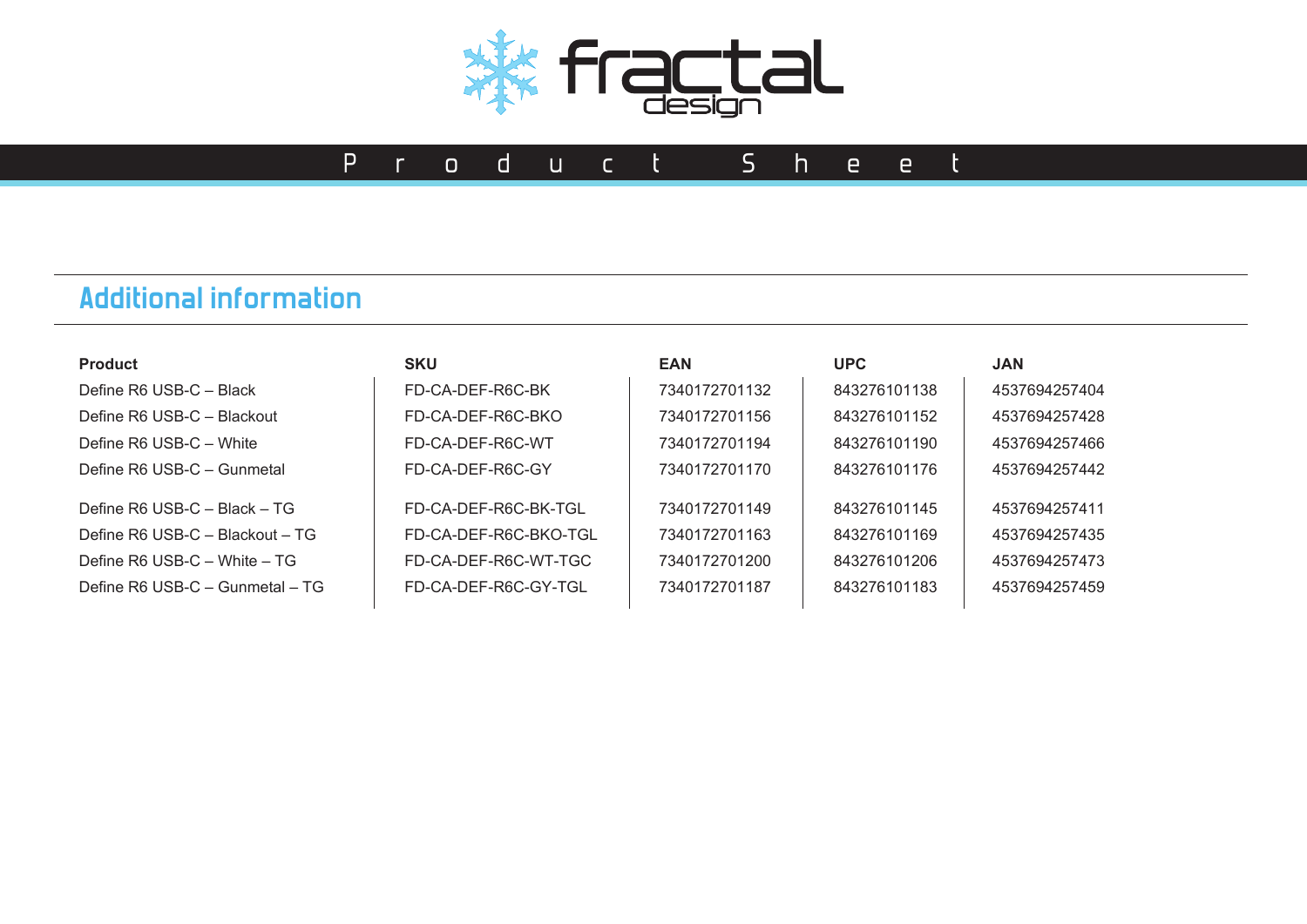## Additional information

| Product | SKU | EAN | UPC | JAN |
|---|---|---|---|---|
| Define R6 USB-C – Black | FD-CA-DEF-R6C-BK | 7340172701132 | 843276101138 | 4537694257404 |
| Define R6 USB-C – Blackout | FD-CA-DEF-R6C-BKO | 7340172701156 | 843276101152 | 4537694257428 |
| Define R6 USB-C – White | FD-CA-DEF-R6C-WT | 7340172701194 | 843276101190 | 4537694257466 |
| Define R6 USB-C – Gunmetal | FD-CA-DEF-R6C-GY | 7340172701170 | 843276101176 | 4537694257442 |
| Define R6 USB-C – Black – TG | FD-CA-DEF-R6C-BK-TGL | 7340172701149 | 843276101145 | 4537694257411 |
| Define R6 USB-C – Blackout – TG | FD-CA-DEF-R6C-BKO-TGL | 7340172701163 | 843276101169 | 4537694257435 |
| Define R6 USB-C – White – TG | FD-CA-DEF-R6C-WT-TGC | 7340172701200 | 843276101206 | 4537694257473 |
| Define R6 USB-C – Gunmetal – TG | FD-CA-DEF-R6C-GY-TGL | 7340172701187 | 843276101183 | 4537694257459 |